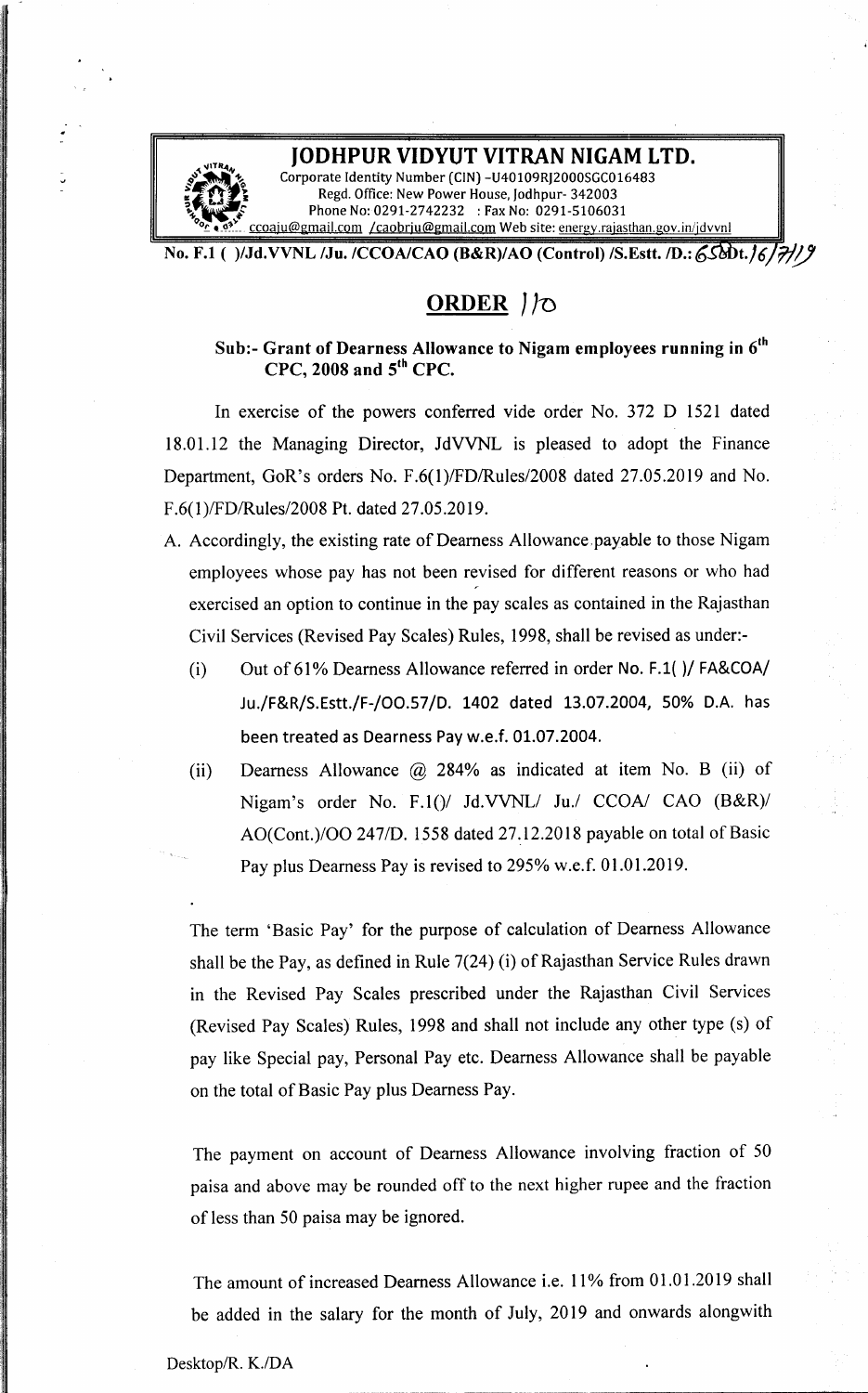# JODHPUR VIDYUT VITRAN NIGAM LTD.

Corporate Identity Number (CIN) -U40109RJ2000SGC016483
Regd. Office: New Power House, Jodhpur- 342003
Phone No: 0291-2742232 : Fax No: 0291-5106031
ccoaju@gmail.com /caobrju@gmail.com Web site: energy.rajasthan.gov.in/jdvvnl

**No. F.1 ( )/Jd.VVNL /Ju. /CCOA/CAO (B&R)/AO (Control) /S.Estt. /D.: 658 Dt. 16/7/19**

## ORDER 110

**Sub:- Grant of Dearness Allowance to Nigam employees running in 6th CPC, 2008 and 5th CPC.**

In exercise of the powers conferred vide order No. 372 D 1521 dated 18.01.12 the Managing Director, JdVVNL is pleased to adopt the Finance Department, GoR's orders No. F.6(1)/FD/Rules/2008 dated 27.05.2019 and No. F.6(1)/FD/Rules/2008 Pt. dated 27.05.2019.

A. Accordingly, the existing rate of Dearness Allowance payable to those Nigam employees whose pay has not been revised for different reasons or who had exercised an option to continue in the pay scales as contained in the Rajasthan Civil Services (Revised Pay Scales) Rules, 1998, shall be revised as under:-

   (i) Out of 61% Dearness Allowance referred in order No. F.1( )/ FA&COA/ Ju./F&R/S.Estt./F-/OO.57/D. 1402 dated 13.07.2004, 50% D.A. has been treated as Dearness Pay w.e.f. 01.07.2004.

   (ii) Dearness Allowance @ 284% as indicated at item No. B (ii) of Nigam's order No. F.1()/ Jd.VVNL/ Ju./ CCOA/ CAO (B&R)/ AO(Cont.)/OO 247/D. 1558 dated 27.12.2018 payable on total of Basic Pay plus Dearness Pay is revised to 295% w.e.f. 01.01.2019.

The term 'Basic Pay' for the purpose of calculation of Dearness Allowance shall be the Pay, as defined in Rule 7(24) (i) of Rajasthan Service Rules drawn in the Revised Pay Scales prescribed under the Rajasthan Civil Services (Revised Pay Scales) Rules, 1998 and shall not include any other type (s) of pay like Special pay, Personal Pay etc. Dearness Allowance shall be payable on the total of Basic Pay plus Dearness Pay.

The payment on account of Dearness Allowance involving fraction of 50 paisa and above may be rounded off to the next higher rupee and the fraction of less than 50 paisa may be ignored.

The amount of increased Dearness Allowance i.e. 11% from 01.01.2019 shall be added in the salary for the month of July, 2019 and onwards alongwith

Desktop/R. K./DA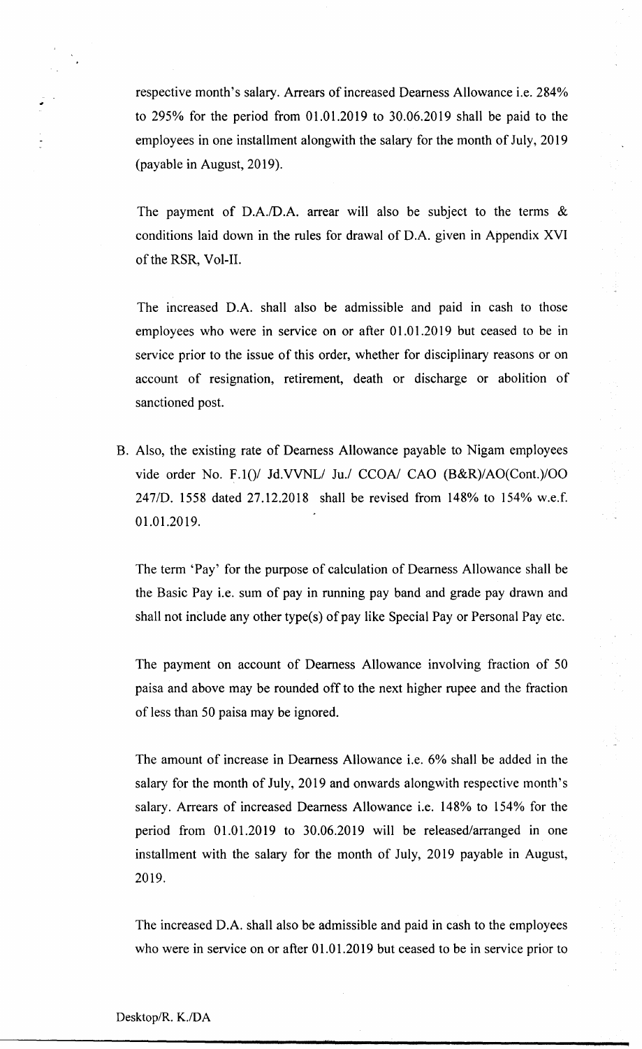respective month's salary. Arrears of increased Dearness Allowance i.e. 284% to 295% for the period from 01.01.2019 to 30.06.2019 shall be paid to the employees in one installment alongwith the salary for the month of July, 2019 (payable in August, 2019).

The payment of D.A./D.A. arrear will also be subject to the terms & conditions laid down in the rules for drawal of D.A. given in Appendix XVI of the RSR, Vol-II.

The increased D.A. shall also be admissible and paid in cash to those employees who were in service on or after 01.01.2019 but ceased to be in service prior to the issue of this order, whether for disciplinary reasons or on account of resignation, retirement, death or discharge or abolition of sanctioned post.

B. Also, the existing rate of Dearness Allowance payable to Nigam employees vide order No. F.1()/ Jd.VVNL/ Ju./ CCOA/ CAO (B&R)/AO(Cont.)/OO 247/D. 1558 dated 27.12.2018 shall be revised from 148% to 154% w.e.f. 01.01.2019.

The term 'Pay' for the purpose of calculation of Dearness Allowance shall be the Basic Pay i.e. sum of pay in running pay band and grade pay drawn and shall not include any other type(s) of pay like Special Pay or Personal Pay etc.

The payment on account of Dearness Allowance involving fraction of 50 paisa and above may be rounded off to the next higher rupee and the fraction of less than 50 paisa may be ignored.

The amount of increase in Dearness Allowance i.e. 6% shall be added in the salary for the month of July, 2019 and onwards alongwith respective month's salary. Arrears of increased Dearness Allowance i.e. 148% to 154% for the period from 01.01.2019 to 30.06.2019 will be released/arranged in one installment with the salary for the month of July, 2019 payable in August, 2019.

The increased D.A. shall also be admissible and paid in cash to the employees who were in service on or after 01.01.2019 but ceased to be in service prior to

Desktop/R. K./DA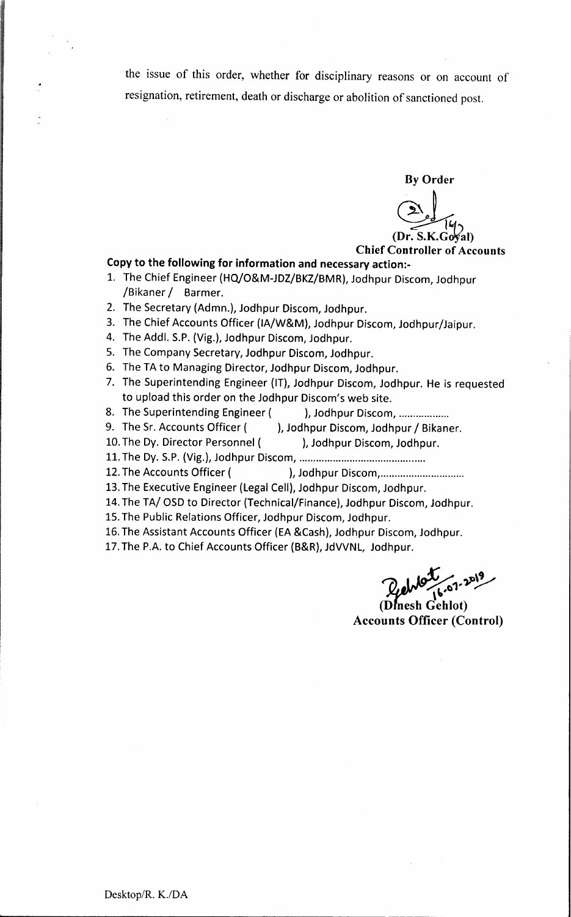the issue of this order, whether for disciplinary reasons or on account of resignation, retirement, death or discharge or abolition of sanctioned post.

**By Order**

(Dr. S.K.Goyal)
**Chief Controller of Accounts**

**Copy to the following for information and necessary action:-**

1. The Chief Engineer (HQ/O&M-JDZ/BKZ/BMR), Jodhpur Discom, Jodhpur /Bikaner / Barmer.
2. The Secretary (Admn.), Jodhpur Discom, Jodhpur.
3. The Chief Accounts Officer (IA/W&M), Jodhpur Discom, Jodhpur/Jaipur.
4. The Addl. S.P. (Vig.), Jodhpur Discom, Jodhpur.
5. The Company Secretary, Jodhpur Discom, Jodhpur.
6. The TA to Managing Director, Jodhpur Discom, Jodhpur.
7. The Superintending Engineer (IT), Jodhpur Discom, Jodhpur. He is requested to upload this order on the Jodhpur Discom's web site.
8. The Superintending Engineer ( ), Jodhpur Discom, ..................
9. The Sr. Accounts Officer ( ), Jodhpur Discom, Jodhpur / Bikaner.
10. The Dy. Director Personnel ( ), Jodhpur Discom, Jodhpur.
11. The Dy. S.P. (Vig.), Jodhpur Discom, ............................................
12. The Accounts Officer ( ), Jodhpur Discom,..............................
13. The Executive Engineer (Legal Cell), Jodhpur Discom, Jodhpur.
14. The TA/ OSD to Director (Technical/Finance), Jodhpur Discom, Jodhpur.
15. The Public Relations Officer, Jodhpur Discom, Jodhpur.
16. The Assistant Accounts Officer (EA &Cash), Jodhpur Discom, Jodhpur.
17. The P.A. to Chief Accounts Officer (B&R), JdVVNL, Jodhpur.

16-07-2019
(Dinesh Gehlot)
**Accounts Officer (Control)**

Desktop/R. K./DA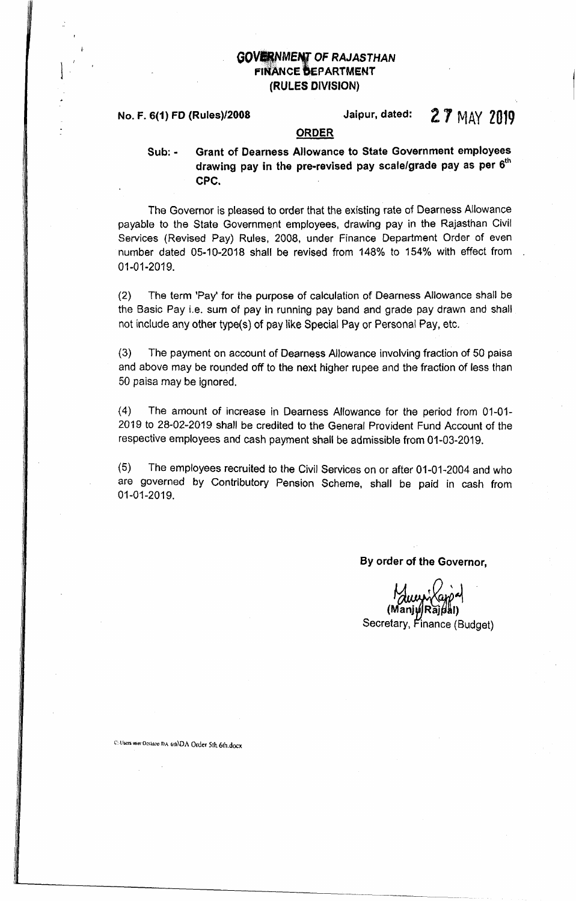# GOVERNMENT OF RAJASTHAN
## FINANCE DEPARTMENT
### (RULES DIVISION)

**No. F. 6(1) FD (Rules)/2008** **Jaipur, dated: 27 MAY 2019**

**ORDER**

**Sub: - Grant of Dearness Allowance to State Government employees drawing pay in the pre-revised pay scale/grade pay as per 6th CPC.**

The Governor is pleased to order that the existing rate of Dearness Allowance payable to the State Government employees, drawing pay in the Rajasthan Civil Services (Revised Pay) Rules, 2008, under Finance Department Order of even number dated 05-10-2018 shall be revised from 148% to 154% with effect from 01-01-2019.

(2) The term 'Pay' for the purpose of calculation of Dearness Allowance shall be the Basic Pay i.e. sum of pay in running pay band and grade pay drawn and shall not include any other type(s) of pay like Special Pay or Personal Pay, etc.

(3) The payment on account of Dearness Allowance involving fraction of 50 paisa and above may be rounded off to the next higher rupee and the fraction of less than 50 paisa may be ignored.

(4) The amount of increase in Dearness Allowance for the period from 01-01-2019 to 28-02-2019 shall be credited to the General Provident Fund Account of the respective employees and cash payment shall be admissible from 01-03-2019.

(5) The employees recruited to the Civil Services on or after 01-01-2004 and who are governed by Contributory Pension Scheme, shall be paid in cash from 01-01-2019.

**By order of the Governor,**

(Manju Rajpal)
Secretary, Finance (Budget)

C:\Users\user\Desktop\DA 6th\DA Order 5th 6th.docx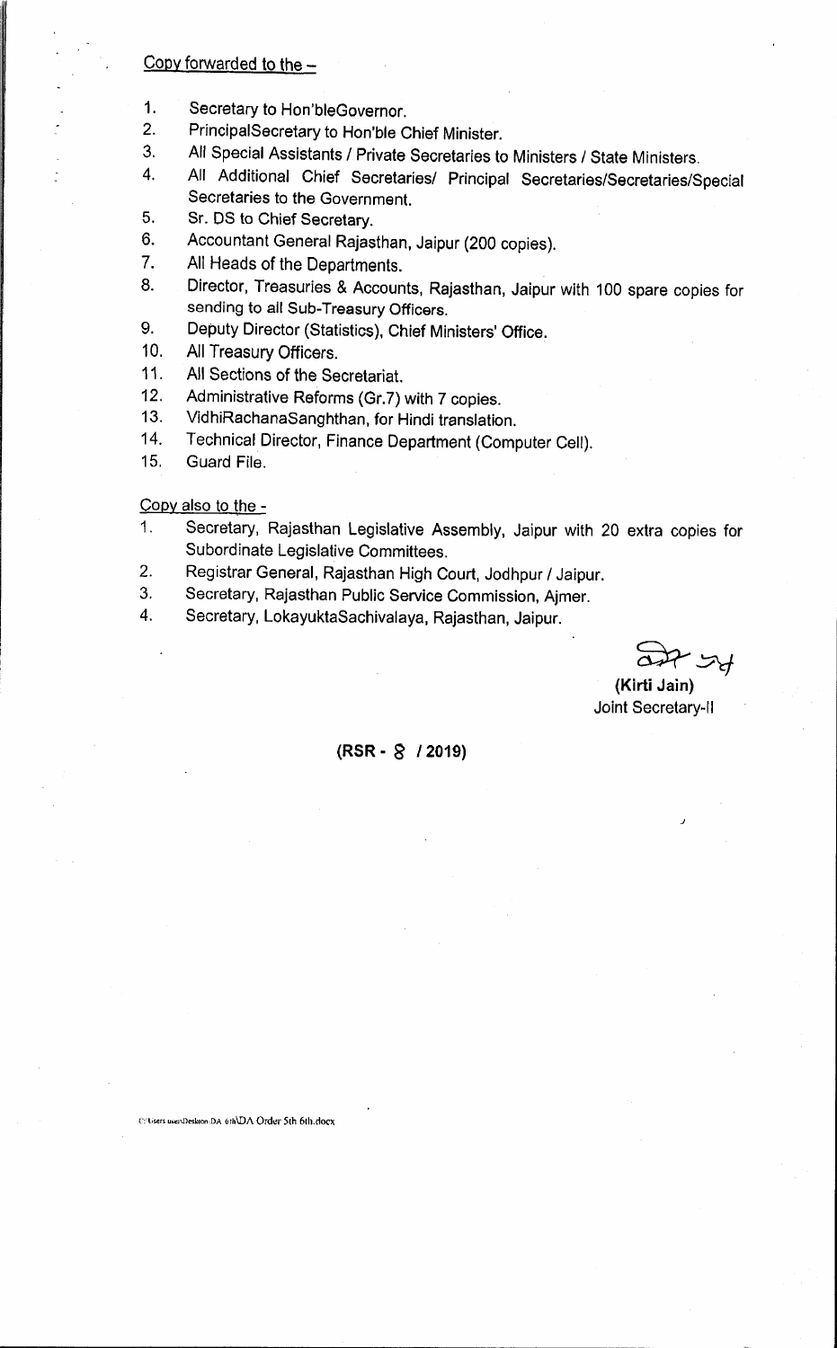Copy forwarded to the –

1. Secretary to Hon'bleGovernor.
2. PrincipalSecretary to Hon'ble Chief Minister.
3. All Special Assistants / Private Secretaries to Ministers / State Ministers.
4. All Additional Chief Secretaries/ Principal Secretaries/Secretaries/Special Secretaries to the Government.
5. Sr. DS to Chief Secretary.
6. Accountant General Rajasthan, Jaipur (200 copies).
7. All Heads of the Departments.
8. Director, Treasuries & Accounts, Rajasthan, Jaipur with 100 spare copies for sending to all Sub-Treasury Officers.
9. Deputy Director (Statistics), Chief Ministers' Office.
10. All Treasury Officers.
11. All Sections of the Secretariat.
12. Administrative Reforms (Gr.7) with 7 copies.
13. VidhiRachanaSanghthan, for Hindi translation.
14. Technical Director, Finance Department (Computer Cell).
15. Guard File.

Copy also to the -

1. Secretary, Rajasthan Legislative Assembly, Jaipur with 20 extra copies for Subordinate Legislative Committees.
2. Registrar General, Rajasthan High Court, Jodhpur / Jaipur.
3. Secretary, Rajasthan Public Service Commission, Ajmer.
4. Secretary, LokayuktaSachivalaya, Rajasthan, Jaipur.

**(Kirti Jain)**
Joint Secretary-II

**(RSR - 8 / 2019)**

C:\Users\user\Desktop\DA 6th\DA Order 5th 6th.docx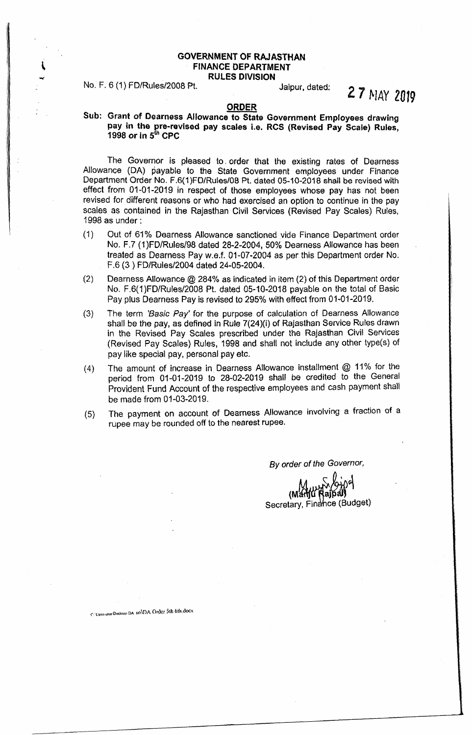**GOVERNMENT OF RAJASTHAN**
**FINANCE DEPARTMENT**
**RULES DIVISION**

No. F. 6 (1) FD/Rules/2008 Pt. Jaipur, dated: 27 MAY 2019

## ORDER

**Sub: Grant of Dearness Allowance to State Government Employees drawing pay in the pre-revised pay scales i.e. RCS (Revised Pay Scale) Rules, 1998 or in 5th CPC**

The Governor is pleased to order that the existing rates of Dearness Allowance (DA) payable to the State Government employees under Finance Department Order No. F.6(1)FD/Rules/08 Pt. dated 05-10-2018 shall be revised with effect from 01-01-2019 in respect of those employees whose pay has not been revised for different reasons or who had exercised an option to continue in the pay scales as contained in the Rajasthan Civil Services (Revised Pay Scales) Rules, 1998 as under :

(1) Out of 61% Dearness Allowance sanctioned vide Finance Department order No. F.7 (1)FD/Rules/98 dated 28-2-2004, 50% Dearness Allowance has been treated as Dearness Pay w.e.f. 01-07-2004 as per this Department order No. F.6 (3 ) FD/Rules/2004 dated 24-05-2004.

(2) Dearness Allowance @ 284% as indicated in item (2) of this Department order No. F.6(1)FD/Rules/2008 Pt. dated 05-10-2018 payable on the total of Basic Pay plus Dearness Pay is revised to 295% with effect from 01-01-2019.

(3) The term *'Basic Pay'* for the purpose of calculation of Dearness Allowance shall be the pay, as defined in Rule 7(24)(i) of Rajasthan Service Rules drawn in the Revised Pay Scales prescribed under the Rajasthan Civil Services (Revised Pay Scales) Rules, 1998 and shall not include any other type(s) of pay like special pay, personal pay etc.

(4) The amount of increase in Dearness Allowance installment @ 11% for the period from 01-01-2019 to 28-02-2019 shall be credited to the General Provident Fund Account of the respective employees and cash payment shall be made from 01-03-2019.

(5) The payment on account of Dearness Allowance involving a fraction of a rupee may be rounded off to the nearest rupee.

*By order of the Governor,*

(Manju Rajpal)
Secretary, Finance (Budget)

C:\Users\user\Desktop\DA 6th\DA Order 5th 6th.docx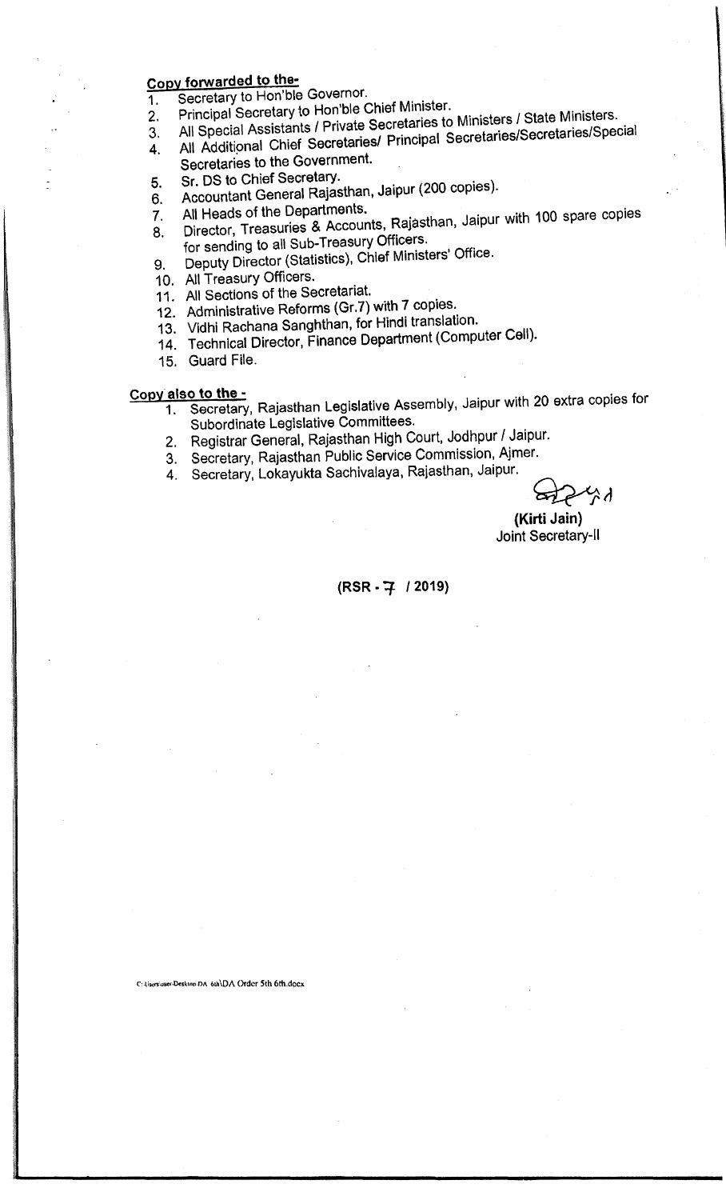**Copy forwarded to the-**

1. Secretary to Hon'ble Governor.
2. Principal Secretary to Hon'ble Chief Minister.
3. All Special Assistants / Private Secretaries to Ministers / State Ministers.
4. All Additional Chief Secretaries/ Principal Secretaries/Secretaries/Special Secretaries to the Government.
5. Sr. DS to Chief Secretary.
6. Accountant General Rajasthan, Jaipur (200 copies).
7. All Heads of the Departments.
8. Director, Treasuries & Accounts, Rajasthan, Jaipur with 100 spare copies for sending to all Sub-Treasury Officers.
9. Deputy Director (Statistics), Chief Ministers' Office.
10. All Treasury Officers.
11. All Sections of the Secretariat.
12. Administrative Reforms (Gr.7) with 7 copies.
13. Vidhi Rachana Sanghthan, for Hindi translation.
14. Technical Director, Finance Department (Computer Cell).
15. Guard File.

**Copy also to the -**

1. Secretary, Rajasthan Legislative Assembly, Jaipur with 20 extra copies for Subordinate Legislative Committees.
2. Registrar General, Rajasthan High Court, Jodhpur / Jaipur.
3. Secretary, Rajasthan Public Service Commission, Ajmer.
4. Secretary, Lokayukta Sachivalaya, Rajasthan, Jaipur.

**(Kirti Jain)**
Joint Secretary-II

**(RSR - 7 / 2019)**

C:\Users\user\Desktop\DA 6th\DA Order 5th 6th.docx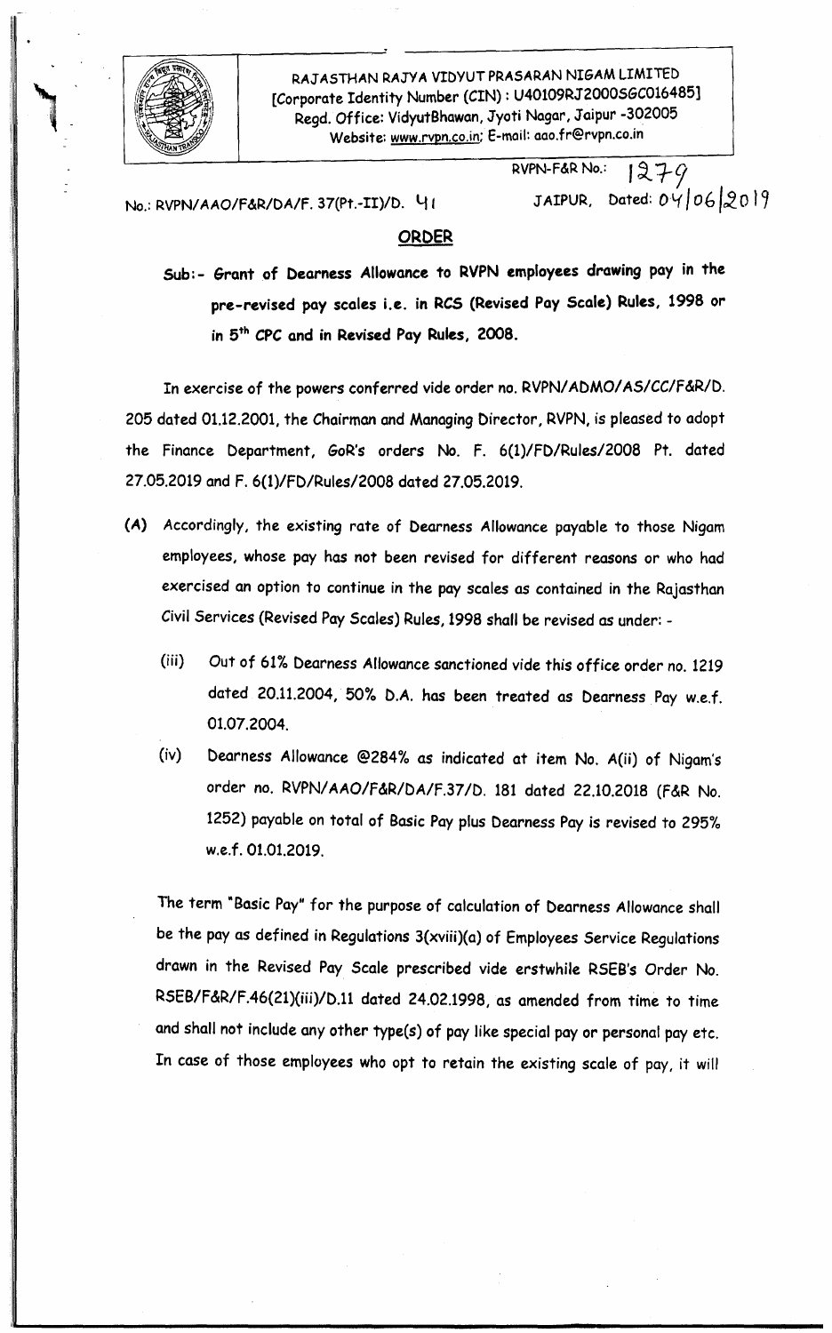RAJASTHAN RAJYA VIDYUT PRASARAN NIGAM LIMITED
[Corporate Identity Number (CIN) : U40109RJ2000SGC016485]
Regd. Office: VidyutBhawan, Jyoti Nagar, Jaipur -302005
Website: www.rvpn.co.in; E-mail: aao.fr@rvpn.co.in

RVPN-F&R No.: 1279

No.: RVPN/AAO/F&R/DA/F. 37(Pt.-II)/D. 41 JAIPUR, Dated: 04/06/2019

## ORDER

**Sub:- Grant of Dearness Allowance to RVPN employees drawing pay in the pre-revised pay scales i.e. in RCS (Revised Pay Scale) Rules, 1998 or in 5th CPC and in Revised Pay Rules, 2008.**

In exercise of the powers conferred vide order no. RVPN/ADMO/AS/CC/F&R/D. 205 dated 01.12.2001, the Chairman and Managing Director, RVPN, is pleased to adopt the Finance Department, GoR's orders No. F. 6(1)/FD/Rules/2008 Pt. dated 27.05.2019 and F. 6(1)/FD/Rules/2008 dated 27.05.2019.

(A) Accordingly, the existing rate of Dearness Allowance payable to those Nigam employees, whose pay has not been revised for different reasons or who had exercised an option to continue in the pay scales as contained in the Rajasthan Civil Services (Revised Pay Scales) Rules, 1998 shall be revised as under: -

(iii) Out of 61% Dearness Allowance sanctioned vide this office order no. 1219 dated 20.11.2004, 50% D.A. has been treated as Dearness Pay w.e.f. 01.07.2004.

(iv) Dearness Allowance @284% as indicated at item No. A(ii) of Nigam's order no. RVPN/AAO/F&R/DA/F.37/D. 181 dated 22.10.2018 (F&R No. 1252) payable on total of Basic Pay plus Dearness Pay is revised to 295% w.e.f. 01.01.2019.

The term "Basic Pay" for the purpose of calculation of Dearness Allowance shall be the pay as defined in Regulations 3(xviii)(a) of Employees Service Regulations drawn in the Revised Pay Scale prescribed vide erstwhile RSEB's Order No. RSEB/F&R/F.46(21)(iii)/D.11 dated 24.02.1998, as amended from time to time and shall not include any other type(s) of pay like special pay or personal pay etc. In case of those employees who opt to retain the existing scale of pay, it will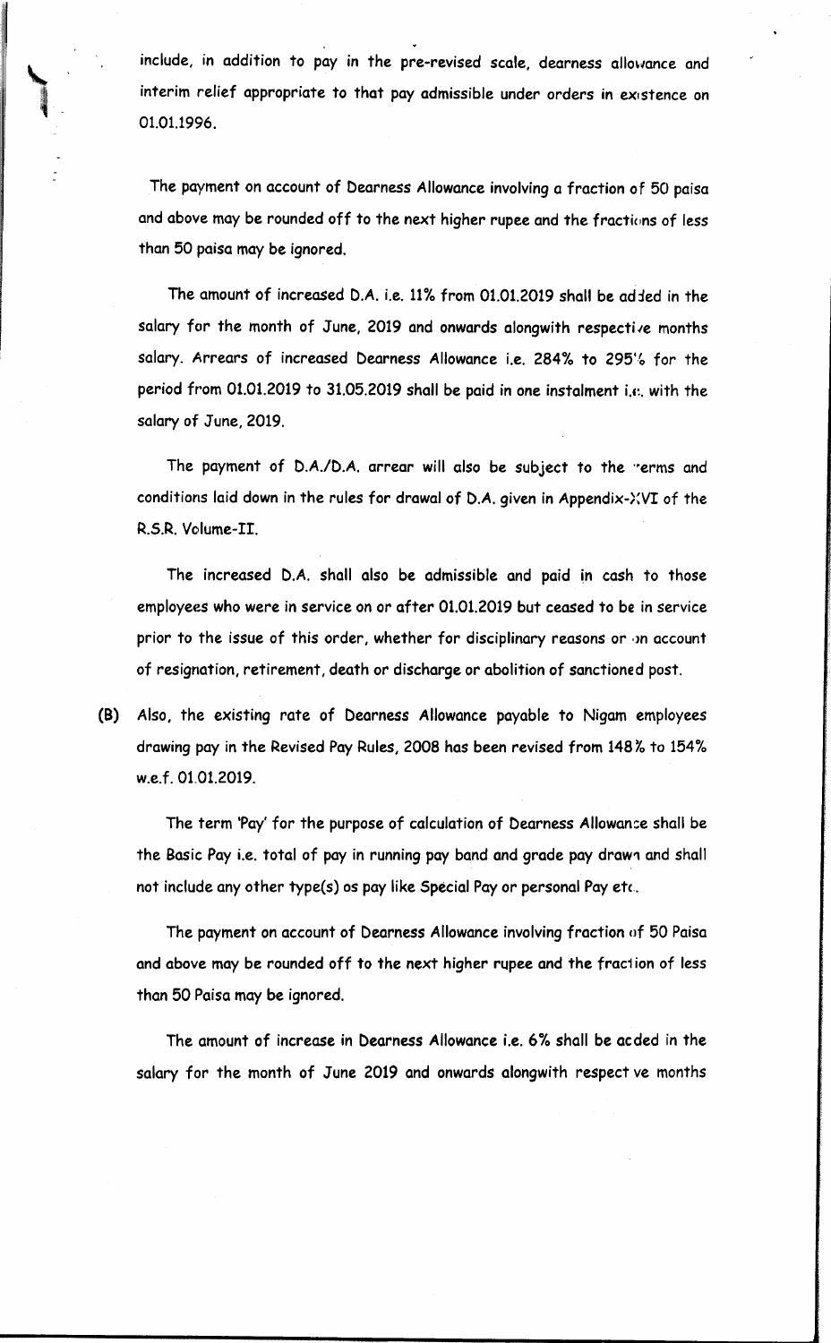include, in addition to pay in the pre-revised scale, dearness allowance and interim relief appropriate to that pay admissible under orders in existence on 01.01.1996.

The payment on account of Dearness Allowance involving a fraction of 50 paisa and above may be rounded off to the next higher rupee and the fractions of less than 50 paisa may be ignored.

The amount of increased D.A. i.e. 11% from 01.01.2019 shall be added in the salary for the month of June, 2019 and onwards alongwith respective months salary. Arrears of increased Dearness Allowance i.e. 284% to 295% for the period from 01.01.2019 to 31.05.2019 shall be paid in one instalment i.e. with the salary of June, 2019.

The payment of D.A./D.A. arrear will also be subject to the terms and conditions laid down in the rules for drawal of D.A. given in Appendix-XVI of the R.S.R. Volume-II.

The increased D.A. shall also be admissible and paid in cash to those employees who were in service on or after 01.01.2019 but ceased to be in service prior to the issue of this order, whether for disciplinary reasons or on account of resignation, retirement, death or discharge or abolition of sanctioned post.

(B) Also, the existing rate of Dearness Allowance payable to Nigam employees drawing pay in the Revised Pay Rules, 2008 has been revised from 148% to 154% w.e.f. 01.01.2019.

The term 'Pay' for the purpose of calculation of Dearness Allowance shall be the Basic Pay i.e. total of pay in running pay band and grade pay drawn and shall not include any other type(s) os pay like Special Pay or personal Pay etc.

The payment on account of Dearness Allowance involving fraction of 50 Paisa and above may be rounded off to the next higher rupee and the fraction of less than 50 Paisa may be ignored.

The amount of increase in Dearness Allowance i.e. 6% shall be added in the salary for the month of June 2019 and onwards alongwith respective months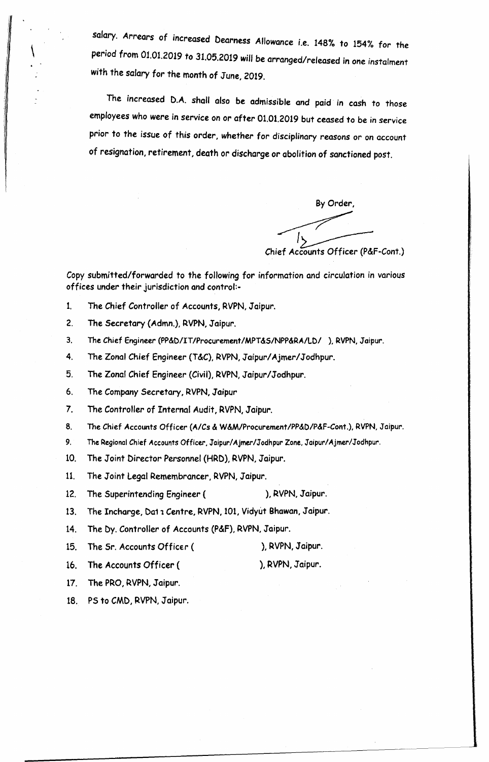salary. Arrears of increased Dearness Allowance i.e. 148% to 154% for the period from 01.01.2019 to 31.05.2019 will be arranged/released in one instalment with the salary for the month of June, 2019.

The increased D.A. shall also be admissible and paid in cash to those employees who were in service on or after 01.01.2019 but ceased to be in service prior to the issue of this order, whether for disciplinary reasons or on account of resignation, retirement, death or discharge or abolition of sanctioned post.

By Order,

Chief Accounts Officer (P&F-Cont.)

Copy submitted/forwarded to the following for information and circulation in various offices under their jurisdiction and control:-

1. The Chief Controller of Accounts, RVPN, Jaipur.
2. The Secretary (Admn.), RVPN, Jaipur.
3. The Chief Engineer (PP&D/IT/Procurement/MPT&S/NPP&RA/LD/ ), RVPN, Jaipur.
4. The Zonal Chief Engineer (T&C), RVPN, Jaipur/Ajmer/Jodhpur.
5. The Zonal Chief Engineer (Civil), RVPN, Jaipur/Jodhpur.
6. The Company Secretary, RVPN, Jaipur
7. The Controller of Internal Audit, RVPN, Jaipur.
8. The Chief Accounts Officer (A/Cs & W&M/Procurement/PP&D/P&F-Cont.), RVPN, Jaipur.
9. The Regional Chief Accounts Officer, Jaipur/Ajmer/Jodhpur Zone, Jaipur/Ajmer/Jodhpur.
10. The Joint Director Personnel (HRD), RVPN, Jaipur.
11. The Joint Legal Remembrancer, RVPN, Jaipur.
12. The Superintending Engineer ( ), RVPN, Jaipur.
13. The Incharge, Data Centre, RVPN, 101, Vidyut Bhawan, Jaipur.
14. The Dy. Controller of Accounts (P&F), RVPN, Jaipur.
15. The Sr. Accounts Officer ( ), RVPN, Jaipur.
16. The Accounts Officer ( ), RVPN, Jaipur.
17. The PRO, RVPN, Jaipur.
18. PS to CMD, RVPN, Jaipur.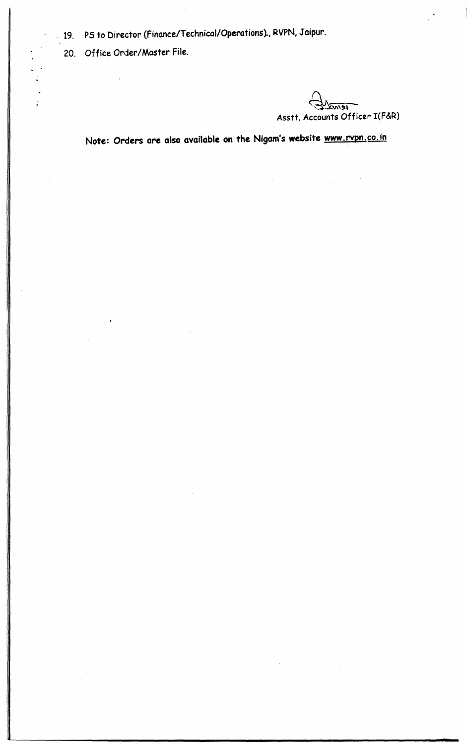19. PS to Director (Finance/Technical/Operations)., RVPN, Jaipur.
20. Office Order/Master File.

Asstt. Accounts Officer I(F&R)

**Note: Orders are also available on the Nigam's website www.rvpn.co.in**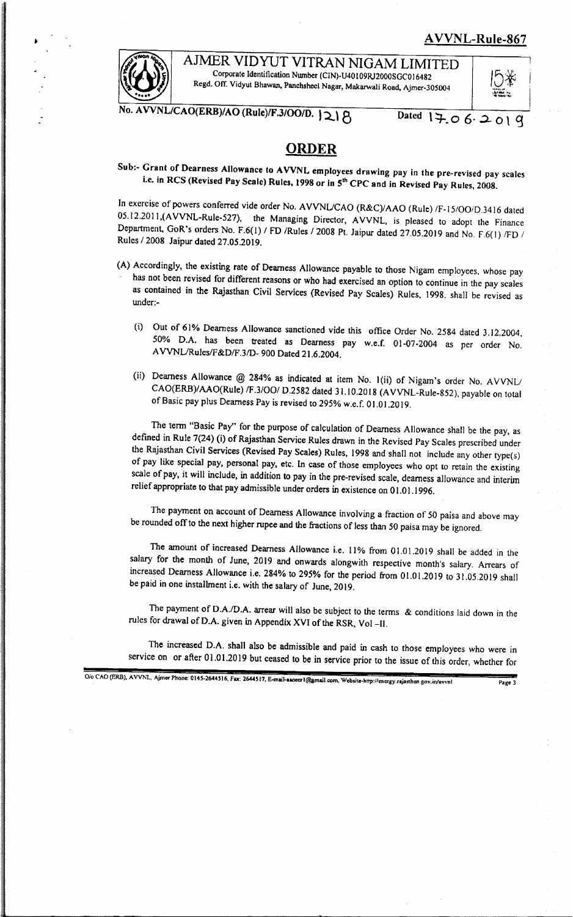**AVVNL-Rule-867**

# AJMER VIDYUT VITRAN NIGAM LIMITED

Corporate Identification Number (CIN)-U40109RJ2000SGC016482
Regd. Off. Vidyut Bhawan, Panchsheel Nagar, Makarwali Road, Ajmer-305004

No. AVVNL/CAO(ERB)/AO (Rule)/F.3/OO/D. 1218 Dated 17.06.2019

## ORDER

**Sub:- Grant of Dearness Allowance to AVVNL employees drawing pay in the pre-revised pay scales i.e. in RCS (Revised Pay Scale) Rules, 1998 or in 5th CPC and in Revised Pay Rules, 2008.**

In exercise of powers conferred vide order No. AVVNL/CAO (R&C)/AAO (Rule) /F-15/OO/D.3416 dated 05.12.2011,(AVVNL-Rule-527), the Managing Director, AVVNL, is pleased to adopt the Finance Department, GoR's orders No. F.6(1) / FD /Rules / 2008 Pt. Jaipur dated 27.05.2019 and No. F.6(1) /FD / Rules / 2008 Jaipur dated 27.05.2019.

(A) Accordingly, the existing rate of Dearness Allowance payable to those Nigam employees, whose pay has not been revised for different reasons or who had exercised an option to continue in the pay scales as contained in the Rajasthan Civil Services (Revised Pay Scales) Rules, 1998, shall be revised as under:-

(i) Out of 61% Dearness Allowance sanctioned vide this office Order No. 2584 dated 3.12.2004, 50% D.A. has been treated as Dearness pay w.e.f. 01-07-2004 as per order No. AVVNL/Rules/F&D/F.3/D- 900 Dated 21.6.2004.

(ii) Dearness Allowance @ 284% as indicated at item No. 1(ii) of Nigam's order No. AVVNL/ CAO(ERB)/AAO(Rule) /F.3/OO/ D.2582 dated 31.10.2018 (AVVNL-Rule-852), payable on total of Basic pay plus Dearness Pay is revised to 295% w.e.f. 01.01.2019.

The term "Basic Pay" for the purpose of calculation of Dearness Allowance shall be the pay, as defined in Rule 7(24) (i) of Rajasthan Service Rules drawn in the Revised Pay Scales prescribed under the Rajasthan Civil Services (Revised Pay Scales) Rules, 1998 and shall not include any other type(s) of pay like special pay, personal pay, etc. In case of those employees who opt to retain the existing scale of pay, it will include, in addition to pay in the pre-revised scale, dearness allowance and interim relief appropriate to that pay admissible under orders in existence on 01.01.1996.

The payment on account of Dearness Allowance involving a fraction of 50 paisa and above may be rounded off to the next higher rupee and the fractions of less than 50 paisa may be ignored.

The amount of increased Dearness Allowance i.e. 11% from 01.01.2019 shall be added in the salary for the month of June, 2019 and onwards alongwith respective month's salary. Arrears of increased Dearness Allowance i.e. 284% to 295% for the period from 01.01.2019 to 31.05.2019 shall be paid in one installment i.e. with the salary of June, 2019.

The payment of D.A./D.A. arrear will also be subject to the terms & conditions laid down in the rules for drawal of D.A. given in Appendix XVI of the RSR, Vol –II.

The increased D.A. shall also be admissible and paid in cash to those employees who were in service on or after 01.01.2019 but ceased to be in service prior to the issue of this order, whether for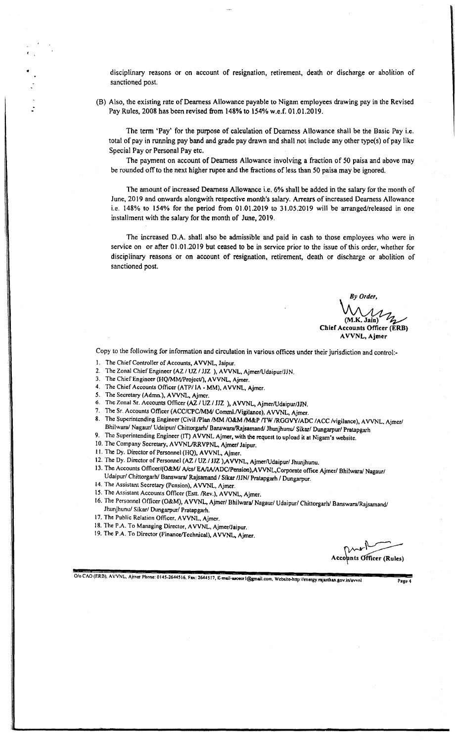disciplinary reasons or on account of resignation, retirement, death or discharge or abolition of sanctioned post.

(B) Also, the existing rate of Dearness Allowance payable to Nigam employees drawing pay in the Revised Pay Rules, 2008 has been revised from 148% to 154% w.e.f. 01.01.2019.

The term 'Pay' for the purpose of calculation of Dearness Allowance shall be the Basic Pay i.e. total of pay in running pay band and grade pay drawn and shall not include any other type(s) of pay like Special Pay or Personal Pay etc.

The payment on account of Dearness Allowance involving a fraction of 50 paisa and above may be rounded off to the next higher rupee and the fractions of less than 50 paisa may be ignored.

The amount of increased Dearness Allowance i.e. 6% shall be added in the salary for the month of June, 2019 and onwards alongwith respective month's salary. Arrears of increased Dearness Allowance i.e. 148% to 154% for the period from 01.01.2019 to 31.05.2019 will be arranged/released in one installment with the salary for the month of June, 2019.

The increased D.A. shall also be admissible and paid in cash to those employees who were in service on or after 01.01.2019 but ceased to be in service prior to the issue of this order, whether for disciplinary reasons or on account of resignation, retirement, death or discharge or abolition of sanctioned post.

*By Order,*

(M.K. Jain)
**Chief Accounts Officer (ERB)**
**AVVNL, Ajmer**

Copy to the following for information and circulation in various offices under their jurisdiction and control:-

1. The Chief Controller of Accounts, AVVNL, Jaipur.
2. The Zonal Chief Engineer (AZ / UZ / JJZ ), AVVNL, Ajmer/Udaipur/JJN.
3. The Chief Engineer (HQ/MM/Project/), AVVNL, Ajmer.
4. The Chief Accounts Officer (ATP/ IA - MM), AVVNL, Ajmer.
5. The Secretary (Admn.), AVVNL, Ajmer.
6. The Zonal Sr. Accounts Officer (AZ / UZ / JJZ ), AVVNL, Ajmer/Udaipur/JJN.
7. The Sr. Accounts Officer (ACC/CPC/MM/ Comml./Vigilance), AVVNL, Ajmer.
8. The Superintending Engineer (Civil /Plan /MM /O&M /M&P /TW /RGGVY/ADC /ACC /vigilance), AVVNL, Ajmer/ Bhilwara/ Nagaur/ Udaipur/ Chittorgarh/ Banswara/Rajsamand/ Jhunjhunu/ Sikar/ Dungarpur/ Pratapgarh
9. The Superintending Engineer (IT) AVVNL Ajmer, with the request to upload it at Nigam's website.
10. The Company Secretary, AVVNL/RRVPNL, Ajmer/ Jaipur.
11. The Dy. Director of Personnel (HQ), AVVNL, Ajmer.
12. The Dy. Director of Personnel (AZ / UZ / JJZ ),AVVNL, Ajmer/Udaipur/ Jhunjhunu.
13. The Accounts Officer/(O&M/ A/cs/ EA/IA/ADC/Pension),AVVNL,Corporate office Ajmer/ Bhilwara/ Nagaur/ Udaipur/ Chittorgarh/ Banswara/ Rajsamand / Sikar /JJN/ Pratapgarh / Dungarpur.
14. The Assistant Secretary (Pension), AVVNL, Ajmer.
15. The Assistant Accounts Officer (Estt. /Rev.), AVVNL, Ajmer.
16. The Personnel Officer (O&M), AVVNL, Ajmer/ Bhilwara/ Nagaur/ Udaipur/ Chittorgarh/ Banswara/Rajsamand/ Jhunjhunu/ Sikar/ Dungarpur/ Pratapgarh.
17. The Public Relation Officer, AVVNL, Ajmer.
18. The P.A. To Managing Director, AVVNL, Ajmer/Jaipur.
19. The P.A. To Director (Finance/Technical), AVVNL, Ajmer.

**Accounts Officer (Rules)**

O/o CAO (ERB), AVVNL, Ajmer Phone: 0145-2644516, Fax: 2644517, E-mail-aaoecr1@gmail.com, Website-http://energy.rajasthan.gov.in/avvnl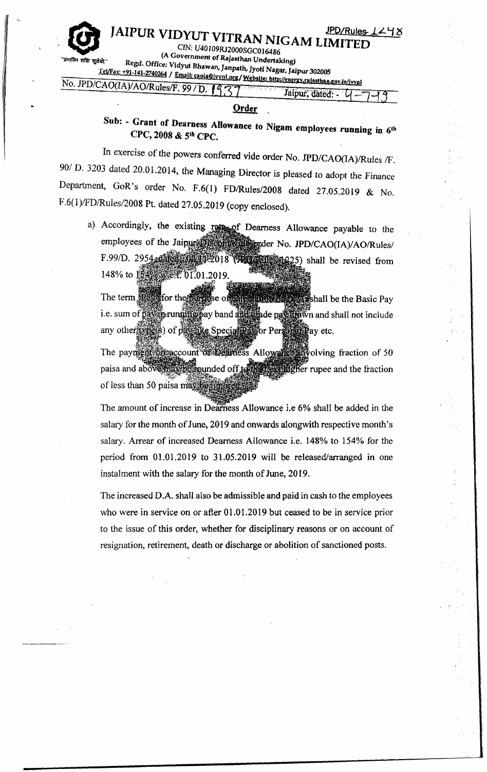JPD/Rules-1248

# JAIPUR VIDYUT VITRAN NIGAM LIMITED

CIN: U40109RJ2000SGC016486

(A Government of Rajasthan Undertaking)

"प्रगतिम शक्ति सूर्यमो" Regd. Office: Vidyut Bhawan, Janpath, Jyoti Nagar, Jaipur 302005

Tel/Fax: +91-141-2740264 / Email: caoia@jvvnl.org / Website: http://energy.rajasthan.gov.in/jvvnl

No. JPD/CAO(IA)/AO/Rules/F. 99 / D. 1937 Jaipur, dated: - 4-7-19

## Order

### Sub: - Grant of Dearness Allowance to Nigam employees running in 6th CPC, 2008 & 5th CPC.

In exercise of the powers conferred vide order No. JPD/CAO(IA)/Rules /F. 90/ D. 3203 dated 20.01.2014, the Managing Director is pleased to adopt the Finance Department, GoR's order No. F.6(1) FD/Rules/2008 dated 27.05.2019 & No. F.6(1)/FD/Rules/2008 Pt. dated 27.05.2019 (copy enclosed).

a) Accordingly, the existing rate of Dearness Allowance payable to the employees of the Jaipur Discom vide order No. JPD/CAO(IA)/AO/Rules/ F.99/D. 2954 dated 02.11.2018 (JPD/Rules-1225) shall be revised from 148% to 154% w.e.f. 01.01.2019.

The term Pay for the purpose of calculation of D.A. shall be the Basic Pay i.e. sum of pay in running pay band and grade pay drawn and shall not include any other type(s) of pay like Special Pay or Personal Pay etc.

The payment on account of Dearness Allowance involving fraction of 50 paisa and above may be rounded off to the next higher rupee and the fraction of less than 50 paisa may be ignored.

The amount of increase in Dearness Allowance i.e 6% shall be added in the salary for the month of June, 2019 and onwards alongwith respective month's salary. Arrear of increased Dearness Allowance i.e. 148% to 154% for the period from 01.01.2019 to 31.05.2019 will be released/arranged in one instalment with the salary for the month of June, 2019.

The increased D.A. shall also be admissible and paid in cash to the employees who were in service on or after 01.01.2019 but ceased to be in service prior to the issue of this order, whether for disciplinary reasons or on account of resignation, retirement, death or discharge or abolition of sanctioned posts.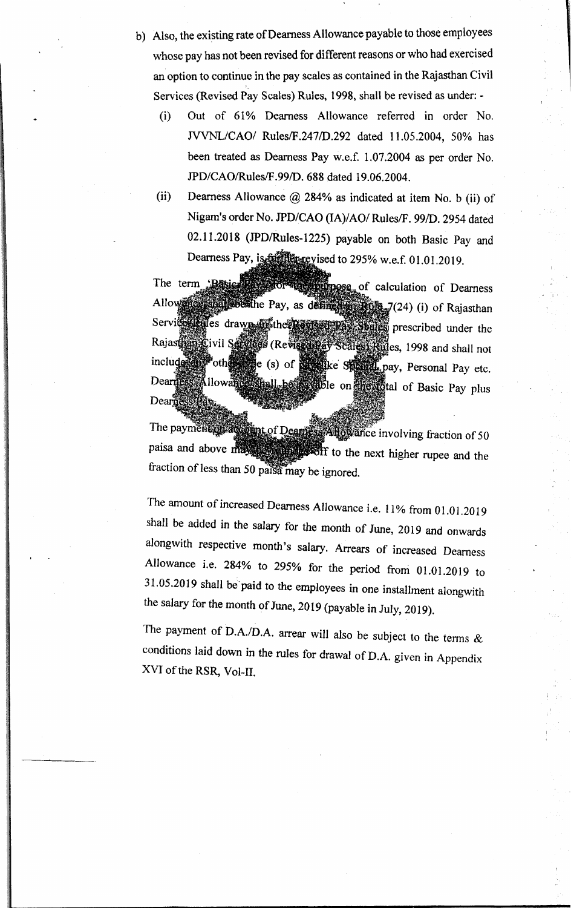b) Also, the existing rate of Dearness Allowance payable to those employees whose pay has not been revised for different reasons or who had exercised an option to continue in the pay scales as contained in the Rajasthan Civil Services (Revised Pay Scales) Rules, 1998, shall be revised as under: -

(i) Out of 61% Dearness Allowance referred in order No. JVVNL/CAO/ Rules/F.247/D.292 dated 11.05.2004, 50% has been treated as Dearness Pay w.e.f. 1.07.2004 as per order No. JPD/CAO/Rules/F.99/D. 688 dated 19.06.2004.

(ii) Dearness Allowance @ 284% as indicated at item No. b (ii) of Nigam's order No. JPD/CAO (IA)/AO/ Rules/F. 99/D. 2954 dated 02.11.2018 (JPD/Rules-1225) payable on both Basic Pay and Dearness Pay, is further revised to 295% w.e.f. 01.01.2019.

The term 'Basic Pay' for the purpose of calculation of Dearness Allowance shall be the Pay, as defined in Rule 7(24) (i) of Rajasthan Service Rules drawn in the Revised Pay Scales prescribed under the Rajasthan Civil Services (Revised Pay Scales) Rules, 1998 and shall not include any other type (s) of pay like Special pay, Personal Pay etc. Dearness Allowance shall be payable on the total of Basic Pay plus Dearness Pay.

The payment on account of Dearness Allowance involving fraction of 50 paisa and above may be rounded off to the next higher rupee and the fraction of less than 50 paisa may be ignored.

The amount of increased Dearness Allowance i.e. 11% from 01.01.2019 shall be added in the salary for the month of June, 2019 and onwards alongwith respective month's salary. Arrears of increased Dearness Allowance i.e. 284% to 295% for the period from 01.01.2019 to 31.05.2019 shall be paid to the employees in one installment alongwith the salary for the month of June, 2019 (payable in July, 2019).

The payment of D.A./D.A. arrear will also be subject to the terms & conditions laid down in the rules for drawal of D.A. given in Appendix XVI of the RSR, Vol-II.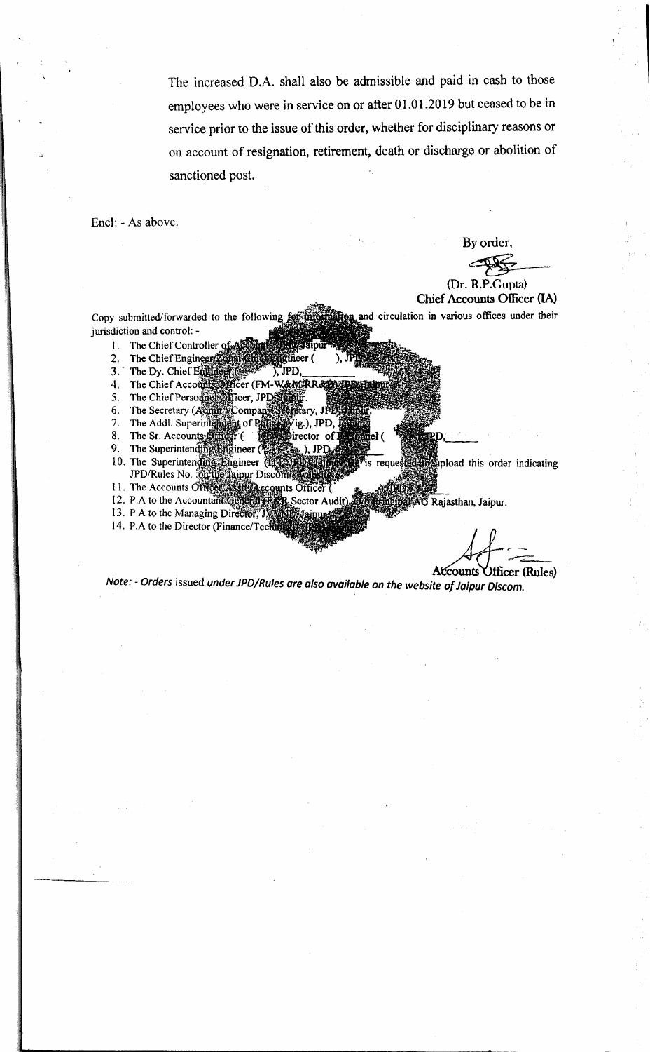The increased D.A. shall also be admissible and paid in cash to those employees who were in service on or after 01.01.2019 but ceased to be in service prior to the issue of this order, whether for disciplinary reasons or on account of resignation, retirement, death or discharge or abolition of sanctioned post.

Encl: - As above.

By order,

(Dr. R.P.Gupta)
**Chief Accounts Officer (IA)**

Copy submitted/forwarded to the following for information and circulation in various offices under their jurisdiction and control: -

1. The Chief Controller of Accounts, JVVNL, Jaipur.
2. The Chief Engineer/Zonal Chief Engineer ( ), JPD,
3. The Dy. Chief Engineer ( ), JPD, \_\_\_\_\_\_\_\_
4. The Chief Accounts Officer (FM-W&M/RR&B), JPD, Jaipur.
5. The Chief Personnel Officer, JPD, Jaipur.
6. The Secretary (Admn.)/Company Secretary, JPD, Jaipur.
7. The Addl. Superintendent of Police (Vig.), JPD, Jaipur.
8. The Sr. Accounts Officer ( ), JPD/Director of Personnel ( ), JPD, \_\_\_\_\_\_
9. The Superintending Engineer ( ), JPD, \_\_\_\_\_\_
10. The Superintending Engineer (IT), JPD, Jaipur. He is requested to upload this order indicating JPD/Rules No. on the Jaipur Discom's website.
11. The Accounts Officer/Asstt. Accounts Officer ( ), JPD, \_\_\_\_\_\_
12. P.A to the Accountant General (P&R Sector Audit), O/o Principal AG Rajasthan, Jaipur.
13. P.A to the Managing Director, JVVNL, Jaipur.
14. P.A to the Director (Finance/Technical), JVVNL, Jaipur.

**Accounts Officer (Rules)**

*Note: - Orders issued under JPD/Rules are also available on the website of Jaipur Discom.*